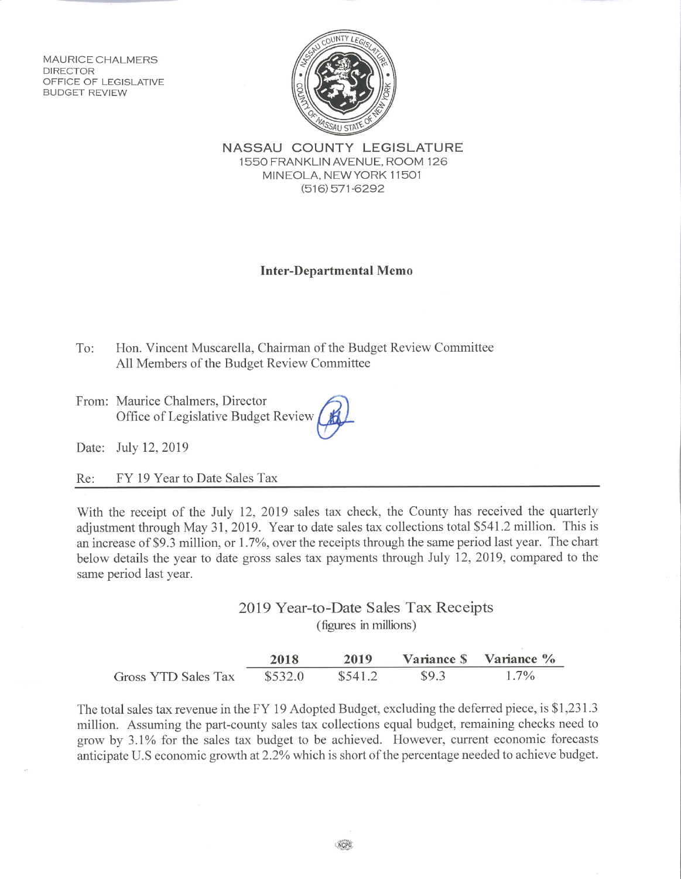MAURICE CHALMERS
DIRECTOR
OFFICE OF LEGISLATIVE
BUDGET REVIEW

**NASSAU COUNTY LEGISLATURE**
1550 FRANKLIN AVENUE, ROOM 126
MINEOLA, NEW YORK 11501
(516) 571-6292

## Inter-Departmental Memo

To: Hon. Vincent Muscarella, Chairman of the Budget Review Committee
All Members of the Budget Review Committee

From: Maurice Chalmers, Director
Office of Legislative Budget Review

Date: July 12, 2019

Re: FY 19 Year to Date Sales Tax

With the receipt of the July 12, 2019 sales tax check, the County has received the quarterly adjustment through May 31, 2019. Year to date sales tax collections total $541.2 million. This is an increase of $9.3 million, or 1.7%, over the receipts through the same period last year. The chart below details the year to date gross sales tax payments through July 12, 2019, compared to the same period last year.

### 2019 Year-to-Date Sales Tax Receipts
(figures in millions)

| | 2018 | 2019 | Variance $ | Variance % |
|---|---|---|---|---|
| Gross YTD Sales Tax | $532.0 | $541.2 | $9.3 | 1.7% |

The total sales tax revenue in the FY 19 Adopted Budget, excluding the deferred piece, is $1,231.3 million. Assuming the part-county sales tax collections equal budget, remaining checks need to grow by 3.1% for the sales tax budget to be achieved. However, current economic forecasts anticipate U.S economic growth at 2.2% which is short of the percentage needed to achieve budget.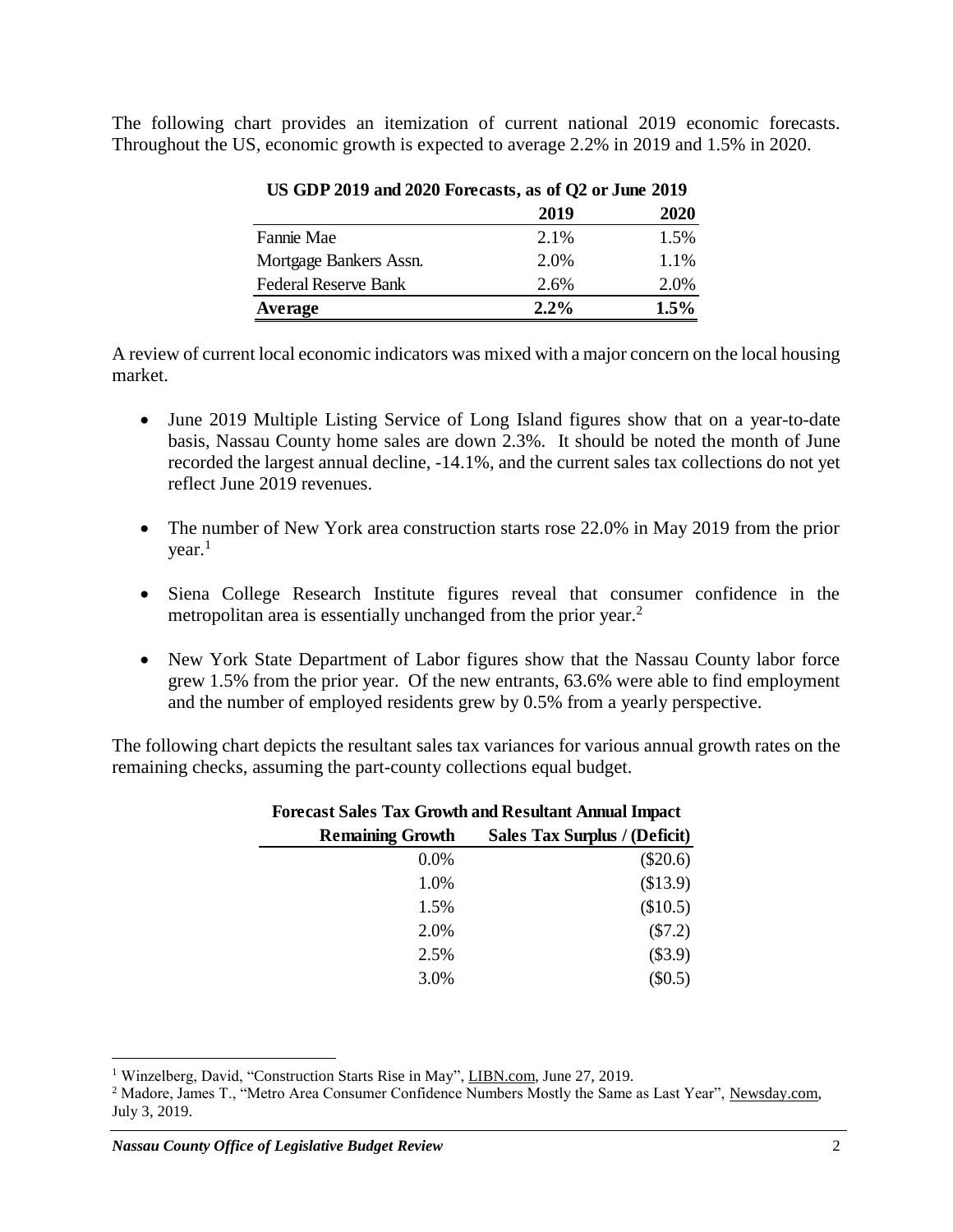The following chart provides an itemization of current national 2019 economic forecasts. Throughout the US, economic growth is expected to average 2.2% in 2019 and 1.5% in 2020.

**US GDP 2019 and 2020 Forecasts, as of Q2 or June 2019**

| | 2019 | 2020 |
|---|---|---|
| Fannie Mae | 2.1% | 1.5% |
| Mortgage Bankers Assn. | 2.0% | 1.1% |
| Federal Reserve Bank | 2.6% | 2.0% |
| **Average** | **2.2%** | **1.5%** |

A review of current local economic indicators was mixed with a major concern on the local housing market.

- June 2019 Multiple Listing Service of Long Island figures show that on a year-to-date basis, Nassau County home sales are down 2.3%. It should be noted the month of June recorded the largest annual decline, -14.1%, and the current sales tax collections do not yet reflect June 2019 revenues.
- The number of New York area construction starts rose 22.0% in May 2019 from the prior year.[1]
- Siena College Research Institute figures reveal that consumer confidence in the metropolitan area is essentially unchanged from the prior year.[2]
- New York State Department of Labor figures show that the Nassau County labor force grew 1.5% from the prior year. Of the new entrants, 63.6% were able to find employment and the number of employed residents grew by 0.5% from a yearly perspective.

The following chart depicts the resultant sales tax variances for various annual growth rates on the remaining checks, assuming the part-county collections equal budget.

**Forecast Sales Tax Growth and Resultant Annual Impact**

| Remaining Growth | Sales Tax Surplus / (Deficit) |
|---|---|
| 0.0% | ($20.6) |
| 1.0% | ($13.9) |
| 1.5% | ($10.5) |
| 2.0% | ($7.2) |
| 2.5% | ($3.9) |
| 3.0% | ($0.5) |

[1] Winzelberg, David, "Construction Starts Rise in May", LIBN.com, June 27, 2019.

[2] Madore, James T., "Metro Area Consumer Confidence Numbers Mostly the Same as Last Year", Newsday.com, July 3, 2019.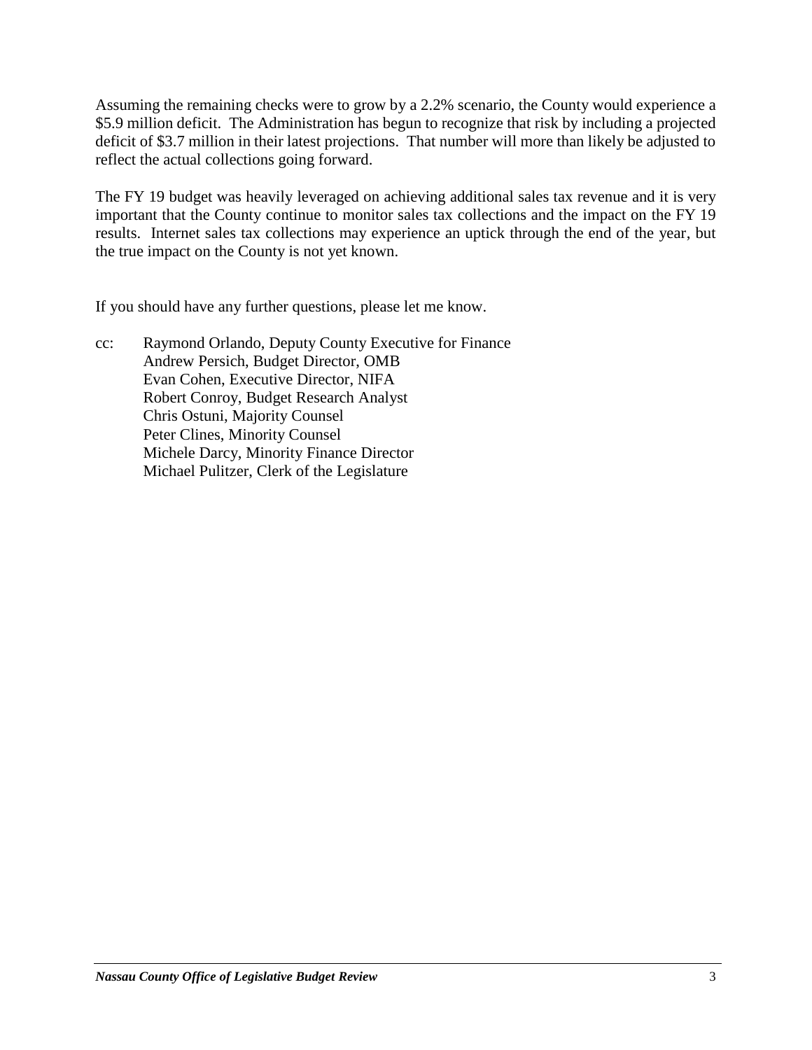Assuming the remaining checks were to grow by a 2.2% scenario, the County would experience a $5.9 million deficit. The Administration has begun to recognize that risk by including a projected deficit of $3.7 million in their latest projections. That number will more than likely be adjusted to reflect the actual collections going forward.

The FY 19 budget was heavily leveraged on achieving additional sales tax revenue and it is very important that the County continue to monitor sales tax collections and the impact on the FY 19 results. Internet sales tax collections may experience an uptick through the end of the year, but the true impact on the County is not yet known.

If you should have any further questions, please let me know.

cc: Raymond Orlando, Deputy County Executive for Finance
Andrew Persich, Budget Director, OMB
Evan Cohen, Executive Director, NIFA
Robert Conroy, Budget Research Analyst
Chris Ostuni, Majority Counsel
Peter Clines, Minority Counsel
Michele Darcy, Minority Finance Director
Michael Pulitzer, Clerk of the Legislature